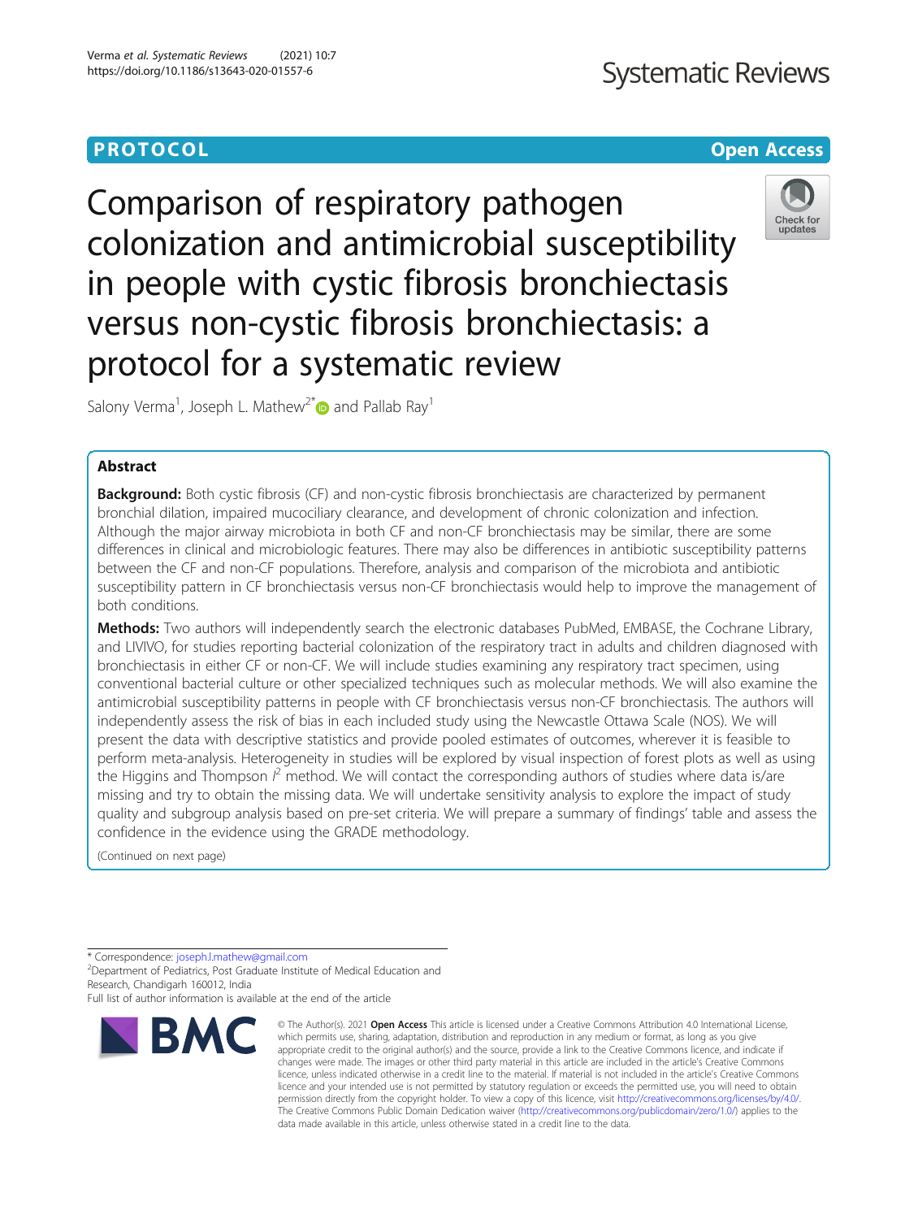PROTOCOL

Open Access

# Comparison of respiratory pathogen colonization and antimicrobial susceptibility in people with cystic fibrosis bronchiectasis versus non-cystic fibrosis bronchiectasis: a protocol for a systematic review

Salony Verma[1], Joseph L. Mathew[2*] and Pallab Ray[1]

## Abstract

**Background:** Both cystic fibrosis (CF) and non-cystic fibrosis bronchiectasis are characterized by permanent bronchial dilation, impaired mucociliary clearance, and development of chronic colonization and infection. Although the major airway microbiota in both CF and non-CF bronchiectasis may be similar, there are some differences in clinical and microbiologic features. There may also be differences in antibiotic susceptibility patterns between the CF and non-CF populations. Therefore, analysis and comparison of the microbiota and antibiotic susceptibility pattern in CF bronchiectasis versus non-CF bronchiectasis would help to improve the management of both conditions.

**Methods:** Two authors will independently search the electronic databases PubMed, EMBASE, the Cochrane Library, and LIVIVO, for studies reporting bacterial colonization of the respiratory tract in adults and children diagnosed with bronchiectasis in either CF or non-CF. We will include studies examining any respiratory tract specimen, using conventional bacterial culture or other specialized techniques such as molecular methods. We will also examine the antimicrobial susceptibility patterns in people with CF bronchiectasis versus non-CF bronchiectasis. The authors will independently assess the risk of bias in each included study using the Newcastle Ottawa Scale (NOS). We will present the data with descriptive statistics and provide pooled estimates of outcomes, wherever it is feasible to perform meta-analysis. Heterogeneity in studies will be explored by visual inspection of forest plots as well as using the Higgins and Thompson $I^2$ method. We will contact the corresponding authors of studies where data is/are missing and try to obtain the missing data. We will undertake sensitivity analysis to explore the impact of study quality and subgroup analysis based on pre-set criteria. We will prepare a summary of findings' table and assess the confidence in the evidence using the GRADE methodology.

(Continued on next page)

* Correspondence: joseph.l.mathew@gmail.com
[2]Department of Pediatrics, Post Graduate Institute of Medical Education and Research, Chandigarh 160012, India
Full list of author information is available at the end of the article

© The Author(s). 2021 **Open Access** This article is licensed under a Creative Commons Attribution 4.0 International License, which permits use, sharing, adaptation, distribution and reproduction in any medium or format, as long as you give appropriate credit to the original author(s) and the source, provide a link to the Creative Commons licence, and indicate if changes were made. The images or other third party material in this article are included in the article's Creative Commons licence, unless indicated otherwise in a credit line to the material. If material is not included in the article's Creative Commons licence and your intended use is not permitted by statutory regulation or exceeds the permitted use, you will need to obtain permission directly from the copyright holder. To view a copy of this licence, visit http://creativecommons.org/licenses/by/4.0/. The Creative Commons Public Domain Dedication waiver (http://creativecommons.org/publicdomain/zero/1.0/) applies to the data made available in this article, unless otherwise stated in a credit line to the data.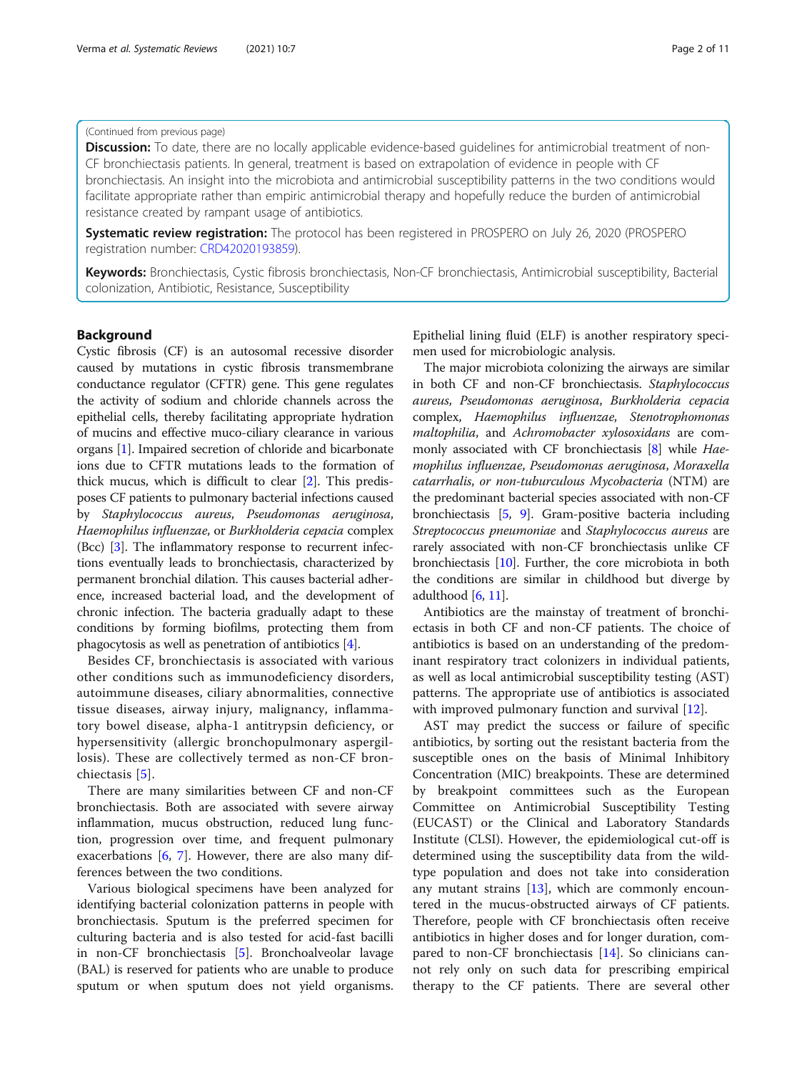(Continued from previous page)

**Discussion:** To date, there are no locally applicable evidence-based guidelines for antimicrobial treatment of non-CF bronchiectasis patients. In general, treatment is based on extrapolation of evidence in people with CF bronchiectasis. An insight into the microbiota and antimicrobial susceptibility patterns in the two conditions would facilitate appropriate rather than empiric antimicrobial therapy and hopefully reduce the burden of antimicrobial resistance created by rampant usage of antibiotics.

**Systematic review registration:** The protocol has been registered in PROSPERO on July 26, 2020 (PROSPERO registration number: CRD42020193859).

**Keywords:** Bronchiectasis, Cystic fibrosis bronchiectasis, Non-CF bronchiectasis, Antimicrobial susceptibility, Bacterial colonization, Antibiotic, Resistance, Susceptibility

## Background

Cystic fibrosis (CF) is an autosomal recessive disorder caused by mutations in cystic fibrosis transmembrane conductance regulator (CFTR) gene. This gene regulates the activity of sodium and chloride channels across the epithelial cells, thereby facilitating appropriate hydration of mucins and effective muco-ciliary clearance in various organs [1]. Impaired secretion of chloride and bicarbonate ions due to CFTR mutations leads to the formation of thick mucus, which is difficult to clear [2]. This predisposes CF patients to pulmonary bacterial infections caused by *Staphylococcus aureus*, *Pseudomonas aeruginosa*, *Haemophilus influenzae*, or *Burkholderia cepacia* complex (Bcc) [3]. The inflammatory response to recurrent infections eventually leads to bronchiectasis, characterized by permanent bronchial dilation. This causes bacterial adherence, increased bacterial load, and the development of chronic infection. The bacteria gradually adapt to these conditions by forming biofilms, protecting them from phagocytosis as well as penetration of antibiotics [4].

Besides CF, bronchiectasis is associated with various other conditions such as immunodeficiency disorders, autoimmune diseases, ciliary abnormalities, connective tissue diseases, airway injury, malignancy, inflammatory bowel disease, alpha-1 antitrypsin deficiency, or hypersensitivity (allergic bronchopulmonary aspergillosis). These are collectively termed as non-CF bronchiectasis [5].

There are many similarities between CF and non-CF bronchiectasis. Both are associated with severe airway inflammation, mucus obstruction, reduced lung function, progression over time, and frequent pulmonary exacerbations [6, 7]. However, there are also many differences between the two conditions.

Various biological specimens have been analyzed for identifying bacterial colonization patterns in people with bronchiectasis. Sputum is the preferred specimen for culturing bacteria and is also tested for acid-fast bacilli in non-CF bronchiectasis [5]. Bronchoalveolar lavage (BAL) is reserved for patients who are unable to produce sputum or when sputum does not yield organisms. Epithelial lining fluid (ELF) is another respiratory specimen used for microbiologic analysis.

The major microbiota colonizing the airways are similar in both CF and non-CF bronchiectasis. *Staphylococcus aureus*, *Pseudomonas aeruginosa*, *Burkholderia cepacia* complex, *Haemophilus influenzae*, *Stenotrophomonas maltophilia*, and *Achromobacter xylosoxidans* are commonly associated with CF bronchiectasis [8] while *Haemophilus influenzae*, *Pseudomonas aeruginosa*, *Moraxella catarrhalis*, *or non-tuburculous Mycobacteria* (NTM) are the predominant bacterial species associated with non-CF bronchiectasis [5, 9]. Gram-positive bacteria including *Streptococcus pneumoniae* and *Staphylococcus aureus* are rarely associated with non-CF bronchiectasis unlike CF bronchiectasis [10]. Further, the core microbiota in both the conditions are similar in childhood but diverge by adulthood [6, 11].

Antibiotics are the mainstay of treatment of bronchiectasis in both CF and non-CF patients. The choice of antibiotics is based on an understanding of the predominant respiratory tract colonizers in individual patients, as well as local antimicrobial susceptibility testing (AST) patterns. The appropriate use of antibiotics is associated with improved pulmonary function and survival [12].

AST may predict the success or failure of specific antibiotics, by sorting out the resistant bacteria from the susceptible ones on the basis of Minimal Inhibitory Concentration (MIC) breakpoints. These are determined by breakpoint committees such as the European Committee on Antimicrobial Susceptibility Testing (EUCAST) or the Clinical and Laboratory Standards Institute (CLSI). However, the epidemiological cut-off is determined using the susceptibility data from the wild-type population and does not take into consideration any mutant strains [13], which are commonly encountered in the mucus-obstructed airways of CF patients. Therefore, people with CF bronchiectasis often receive antibiotics in higher doses and for longer duration, compared to non-CF bronchiectasis [14]. So clinicians cannot rely only on such data for prescribing empirical therapy to the CF patients. There are several other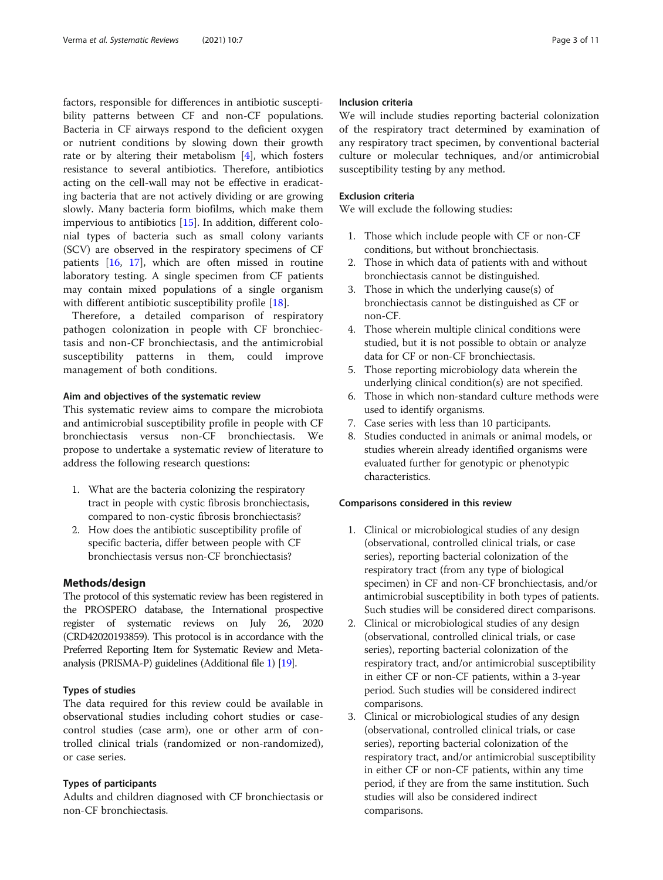factors, responsible for differences in antibiotic susceptibility patterns between CF and non-CF populations. Bacteria in CF airways respond to the deficient oxygen or nutrient conditions by slowing down their growth rate or by altering their metabolism [4], which fosters resistance to several antibiotics. Therefore, antibiotics acting on the cell-wall may not be effective in eradicating bacteria that are not actively dividing or are growing slowly. Many bacteria form biofilms, which make them impervious to antibiotics [15]. In addition, different colonial types of bacteria such as small colony variants (SCV) are observed in the respiratory specimens of CF patients [16, 17], which are often missed in routine laboratory testing. A single specimen from CF patients may contain mixed populations of a single organism with different antibiotic susceptibility profile [18].

Therefore, a detailed comparison of respiratory pathogen colonization in people with CF bronchiectasis and non-CF bronchiectasis, and the antimicrobial susceptibility patterns in them, could improve management of both conditions.

### Aim and objectives of the systematic review

This systematic review aims to compare the microbiota and antimicrobial susceptibility profile in people with CF bronchiectasis versus non-CF bronchiectasis. We propose to undertake a systematic review of literature to address the following research questions:

1. What are the bacteria colonizing the respiratory tract in people with cystic fibrosis bronchiectasis, compared to non-cystic fibrosis bronchiectasis?
2. How does the antibiotic susceptibility profile of specific bacteria, differ between people with CF bronchiectasis versus non-CF bronchiectasis?

## Methods/design

The protocol of this systematic review has been registered in the PROSPERO database, the International prospective register of systematic reviews on July 26, 2020 (CRD42020193859). This protocol is in accordance with the Preferred Reporting Item for Systematic Review and Meta-analysis (PRISMA-P) guidelines (Additional file 1) [19].

### Types of studies

The data required for this review could be available in observational studies including cohort studies or case-control studies (case arm), one or other arm of controlled clinical trials (randomized or non-randomized), or case series.

### Types of participants

Adults and children diagnosed with CF bronchiectasis or non-CF bronchiectasis.

### Inclusion criteria

We will include studies reporting bacterial colonization of the respiratory tract determined by examination of any respiratory tract specimen, by conventional bacterial culture or molecular techniques, and/or antimicrobial susceptibility testing by any method.

### Exclusion criteria

We will exclude the following studies:

1. Those which include people with CF or non-CF conditions, but without bronchiectasis.
2. Those in which data of patients with and without bronchiectasis cannot be distinguished.
3. Those in which the underlying cause(s) of bronchiectasis cannot be distinguished as CF or non-CF.
4. Those wherein multiple clinical conditions were studied, but it is not possible to obtain or analyze data for CF or non-CF bronchiectasis.
5. Those reporting microbiology data wherein the underlying clinical condition(s) are not specified.
6. Those in which non-standard culture methods were used to identify organisms.
7. Case series with less than 10 participants.
8. Studies conducted in animals or animal models, or studies wherein already identified organisms were evaluated further for genotypic or phenotypic characteristics.

### Comparisons considered in this review

1. Clinical or microbiological studies of any design (observational, controlled clinical trials, or case series), reporting bacterial colonization of the respiratory tract (from any type of biological specimen) in CF and non-CF bronchiectasis, and/or antimicrobial susceptibility in both types of patients. Such studies will be considered direct comparisons.
2. Clinical or microbiological studies of any design (observational, controlled clinical trials, or case series), reporting bacterial colonization of the respiratory tract, and/or antimicrobial susceptibility in either CF or non-CF patients, within a 3-year period. Such studies will be considered indirect comparisons.
3. Clinical or microbiological studies of any design (observational, controlled clinical trials, or case series), reporting bacterial colonization of the respiratory tract, and/or antimicrobial susceptibility in either CF or non-CF patients, within any time period, if they are from the same institution. Such studies will also be considered indirect comparisons.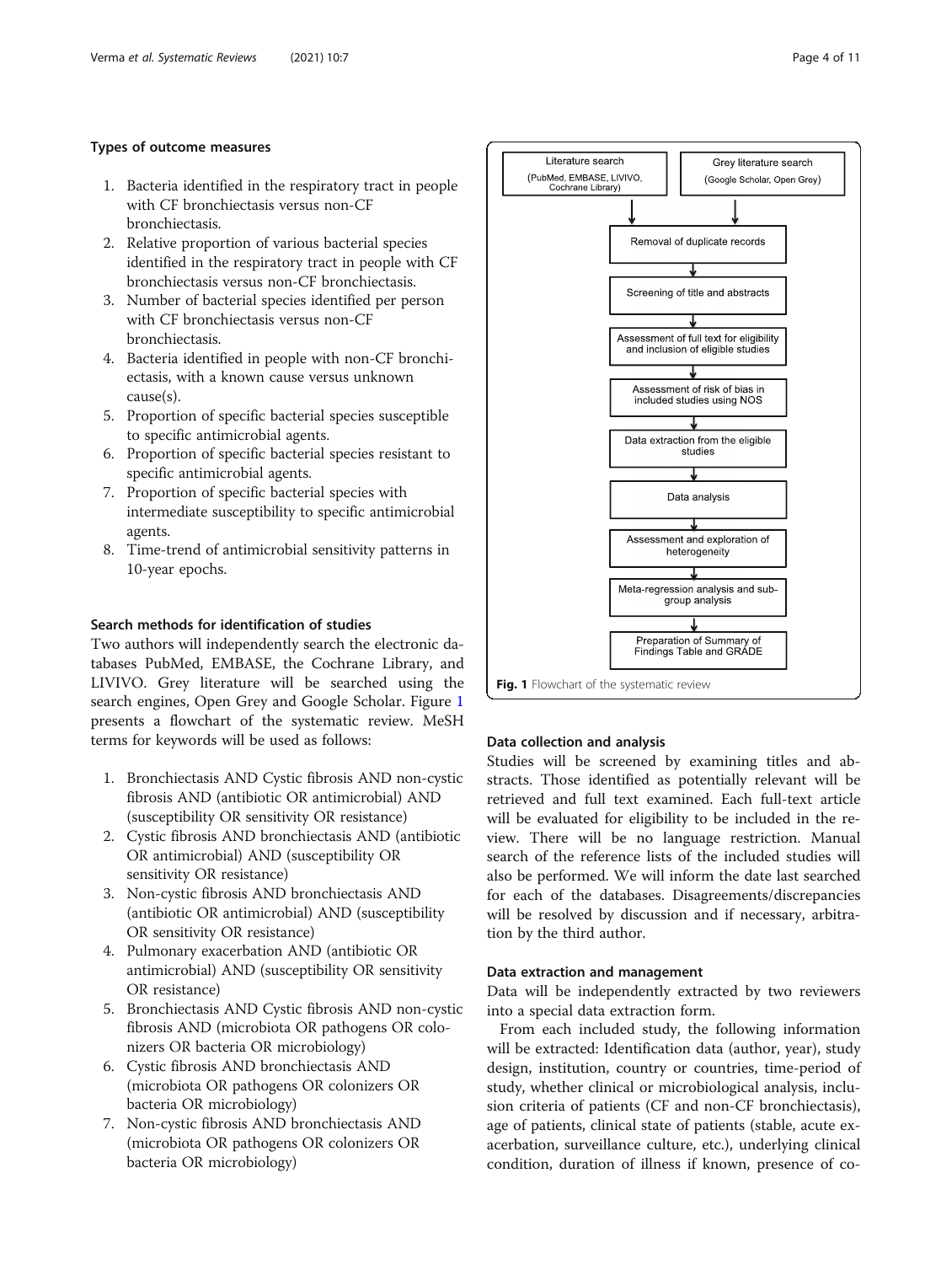### Types of outcome measures

1. Bacteria identified in the respiratory tract in people with CF bronchiectasis versus non-CF bronchiectasis.
2. Relative proportion of various bacterial species identified in the respiratory tract in people with CF bronchiectasis versus non-CF bronchiectasis.
3. Number of bacterial species identified per person with CF bronchiectasis versus non-CF bronchiectasis.
4. Bacteria identified in people with non-CF bronchiectasis, with a known cause versus unknown cause(s).
5. Proportion of specific bacterial species susceptible to specific antimicrobial agents.
6. Proportion of specific bacterial species resistant to specific antimicrobial agents.
7. Proportion of specific bacterial species with intermediate susceptibility to specific antimicrobial agents.
8. Time-trend of antimicrobial sensitivity patterns in 10-year epochs.

### Search methods for identification of studies

Two authors will independently search the electronic databases PubMed, EMBASE, the Cochrane Library, and LIVIVO. Grey literature will be searched using the search engines, Open Grey and Google Scholar. Figure 1 presents a flowchart of the systematic review. MeSH terms for keywords will be used as follows:

1. Bronchiectasis AND Cystic fibrosis AND non-cystic fibrosis AND (antibiotic OR antimicrobial) AND (susceptibility OR sensitivity OR resistance)
2. Cystic fibrosis AND bronchiectasis AND (antibiotic OR antimicrobial) AND (susceptibility OR sensitivity OR resistance)
3. Non-cystic fibrosis AND bronchiectasis AND (antibiotic OR antimicrobial) AND (susceptibility OR sensitivity OR resistance)
4. Pulmonary exacerbation AND (antibiotic OR antimicrobial) AND (susceptibility OR sensitivity OR resistance)
5. Bronchiectasis AND Cystic fibrosis AND non-cystic fibrosis AND (microbiota OR pathogens OR colonizers OR bacteria OR microbiology)
6. Cystic fibrosis AND bronchiectasis AND (microbiota OR pathogens OR colonizers OR bacteria OR microbiology)
7. Non-cystic fibrosis AND bronchiectasis AND (microbiota OR pathogens OR colonizers OR bacteria OR microbiology)

Literature search (PubMed, EMBASE, LIVIVO, Cochrane Library) | Grey literature search (Google Scholar, Open Grey)
→ Removal of duplicate records
→ Screening of title and abstracts
→ Assessment of full text for eligibility and inclusion of eligible studies
→ Assessment of risk of bias in included studies using NOS
→ Data extraction from the eligible studies
→ Data analysis
→ Assessment and exploration of heterogeneity
→ Meta-regression analysis and sub-group analysis
→ Preparation of Summary of Findings Table and GRADE

**Fig. 1** Flowchart of the systematic review

### Data collection and analysis

Studies will be screened by examining titles and abstracts. Those identified as potentially relevant will be retrieved and full text examined. Each full-text article will be evaluated for eligibility to be included in the review. There will be no language restriction. Manual search of the reference lists of the included studies will also be performed. We will inform the date last searched for each of the databases. Disagreements/discrepancies will be resolved by discussion and if necessary, arbitration by the third author.

### Data extraction and management

Data will be independently extracted by two reviewers into a special data extraction form.

From each included study, the following information will be extracted: Identification data (author, year), study design, institution, country or countries, time-period of study, whether clinical or microbiological analysis, inclusion criteria of patients (CF and non-CF bronchiectasis), age of patients, clinical state of patients (stable, acute exacerbation, surveillance culture, etc.), underlying clinical condition, duration of illness if known, presence of co-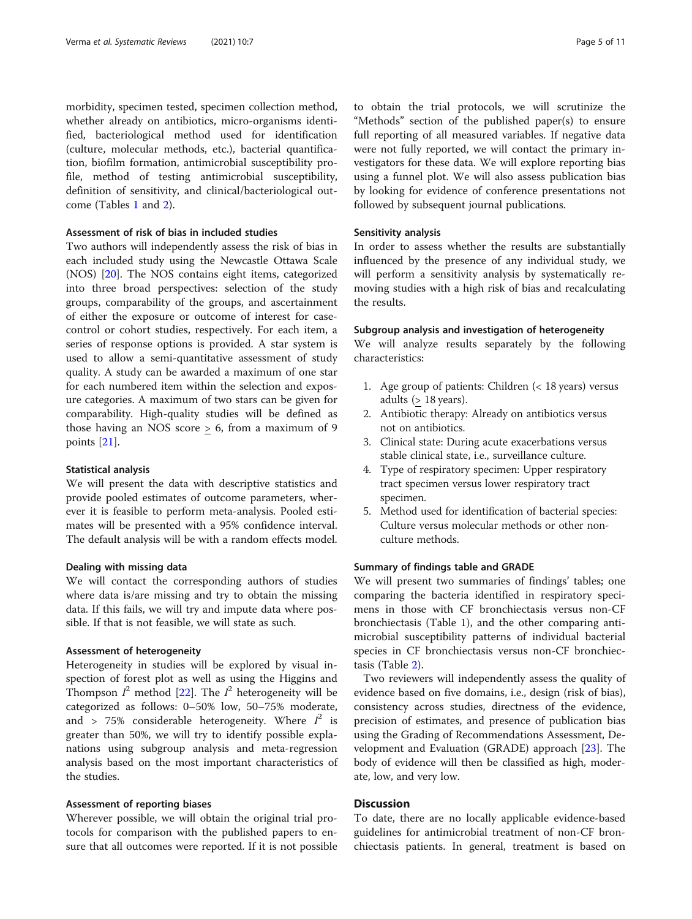morbidity, specimen tested, specimen collection method, whether already on antibiotics, micro-organisms identified, bacteriological method used for identification (culture, molecular methods, etc.), bacterial quantification, biofilm formation, antimicrobial susceptibility profile, method of testing antimicrobial susceptibility, definition of sensitivity, and clinical/bacteriological outcome (Tables 1 and 2).

#### Assessment of risk of bias in included studies

Two authors will independently assess the risk of bias in each included study using the Newcastle Ottawa Scale (NOS) [20]. The NOS contains eight items, categorized into three broad perspectives: selection of the study groups, comparability of the groups, and ascertainment of either the exposure or outcome of interest for case-control or cohort studies, respectively. For each item, a series of response options is provided. A star system is used to allow a semi-quantitative assessment of study quality. A study can be awarded a maximum of one star for each numbered item within the selection and exposure categories. A maximum of two stars can be given for comparability. High-quality studies will be defined as those having an NOS score $\geq$ 6, from a maximum of 9 points [21].

#### Statistical analysis

We will present the data with descriptive statistics and provide pooled estimates of outcome parameters, wherever it is feasible to perform meta-analysis. Pooled estimates will be presented with a 95% confidence interval. The default analysis will be with a random effects model.

#### Dealing with missing data

We will contact the corresponding authors of studies where data is/are missing and try to obtain the missing data. If this fails, we will try and impute data where possible. If that is not feasible, we will state as such.

#### Assessment of heterogeneity

Heterogeneity in studies will be explored by visual inspection of forest plot as well as using the Higgins and Thompson $I^2$ method [22]. The $I^2$ heterogeneity will be categorized as follows: 0–50% low, 50–75% moderate, and > 75% considerable heterogeneity. Where $I^2$ is greater than 50%, we will try to identify possible explanations using subgroup analysis and meta-regression analysis based on the most important characteristics of the studies.

#### Assessment of reporting biases

Wherever possible, we will obtain the original trial protocols for comparison with the published papers to ensure that all outcomes were reported. If it is not possible to obtain the trial protocols, we will scrutinize the "Methods" section of the published paper(s) to ensure full reporting of all measured variables. If negative data were not fully reported, we will contact the primary investigators for these data. We will explore reporting bias using a funnel plot. We will also assess publication bias by looking for evidence of conference presentations not followed by subsequent journal publications.

#### Sensitivity analysis

In order to assess whether the results are substantially influenced by the presence of any individual study, we will perform a sensitivity analysis by systematically removing studies with a high risk of bias and recalculating the results.

#### Subgroup analysis and investigation of heterogeneity

We will analyze results separately by the following characteristics:

1. Age group of patients: Children (< 18 years) versus adults ($\geq$ 18 years).
2. Antibiotic therapy: Already on antibiotics versus not on antibiotics.
3. Clinical state: During acute exacerbations versus stable clinical state, i.e., surveillance culture.
4. Type of respiratory specimen: Upper respiratory tract specimen versus lower respiratory tract specimen.
5. Method used for identification of bacterial species: Culture versus molecular methods or other non-culture methods.

#### Summary of findings table and GRADE

We will present two summaries of findings' tables; one comparing the bacteria identified in respiratory specimens in those with CF bronchiectasis versus non-CF bronchiectasis (Table 1), and the other comparing antimicrobial susceptibility patterns of individual bacterial species in CF bronchiectasis versus non-CF bronchiectasis (Table 2).

Two reviewers will independently assess the quality of evidence based on five domains, i.e., design (risk of bias), consistency across studies, directness of the evidence, precision of estimates, and presence of publication bias using the Grading of Recommendations Assessment, Development and Evaluation (GRADE) approach [23]. The body of evidence will then be classified as high, moderate, low, and very low.

## Discussion

To date, there are no locally applicable evidence-based guidelines for antimicrobial treatment of non-CF bronchiectasis patients. In general, treatment is based on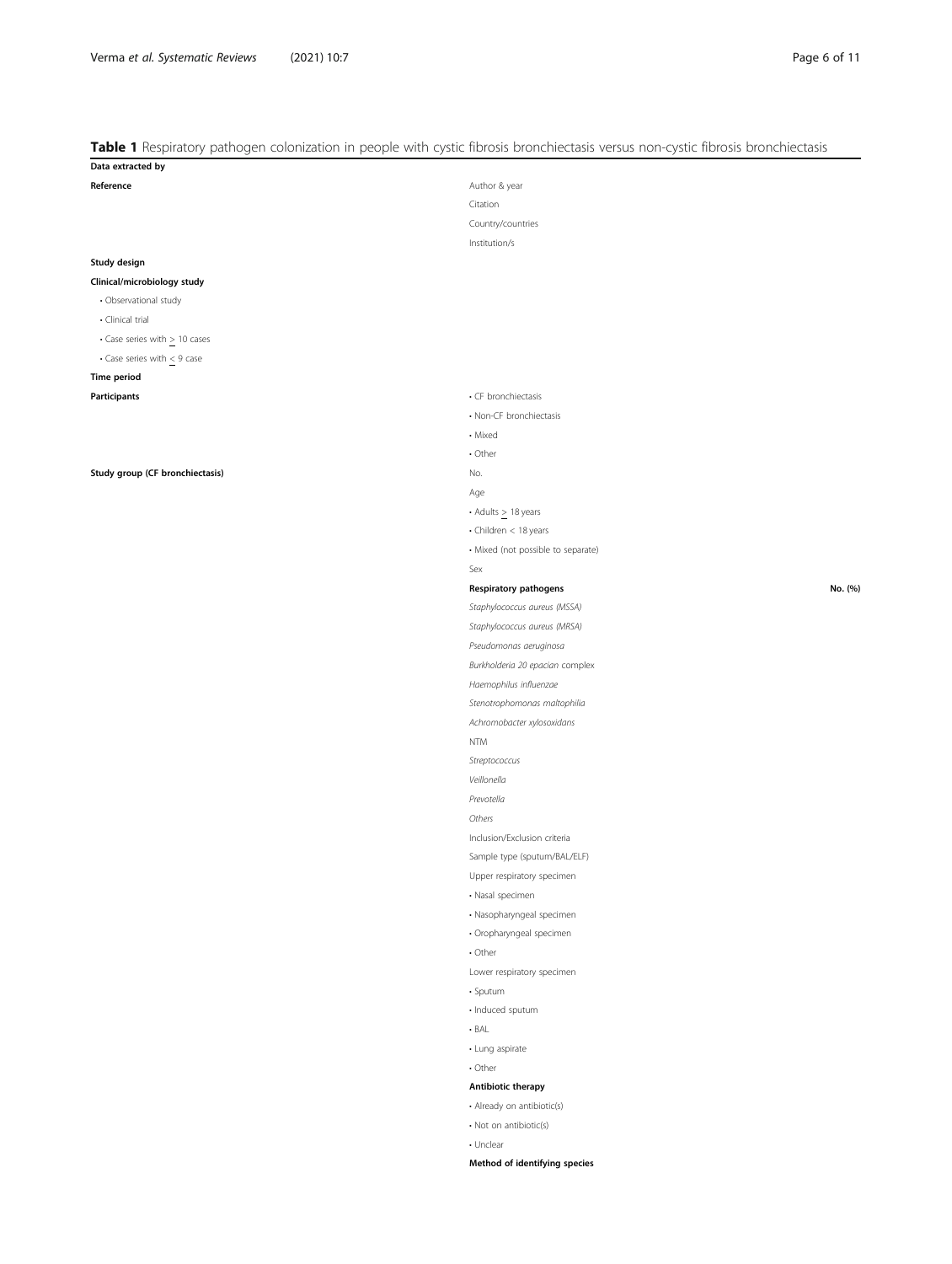**Table 1** Respiratory pathogen colonization in people with cystic fibrosis bronchiectasis versus non-cystic fibrosis bronchiectasis

| **Data extracted by** | | |
| --- | --- | --- |
| **Reference** | Author & year | |
| | Citation | |
| | Country/countries | |
| | Institution/s | |
| **Study design** | | |
| **Clinical/microbiology study** | | |
| • Observational study | | |
| • Clinical trial | | |
| • Case series with $\geq$ 10 cases | | |
| • Case series with $\leq$ 9 case | | |
| **Time period** | | |
| **Participants** | • CF bronchiectasis | |
| | • Non-CF bronchiectasis | |
| | • Mixed | |
| | • Other | |
| **Study group (CF bronchiectasis)** | No. | |
| | Age | |
| | • Adults $\geq$ 18 years | |
| | • Children < 18 years | |
| | • Mixed (not possible to separate) | |
| | Sex | |
| | **Respiratory pathogens** | **No. (%)** |
| | *Staphylococcus aureus (MSSA)* | |
| | *Staphylococcus aureus (MRSA)* | |
| | *Pseudomonas aeruginosa* | |
| | *Burkholderia 20 epacian* complex | |
| | *Haemophilus influenzae* | |
| | *Stenotrophomonas maltophilia* | |
| | *Achromobacter xylosoxidans* | |
| | NTM | |
| | *Streptococcus* | |
| | *Veillonella* | |
| | *Prevotella* | |
| | *Others* | |
| | Inclusion/Exclusion criteria | |
| | Sample type (sputum/BAL/ELF) | |
| | Upper respiratory specimen | |
| | • Nasal specimen | |
| | • Nasopharyngeal specimen | |
| | • Oropharyngeal specimen | |
| | • Other | |
| | Lower respiratory specimen | |
| | • Sputum | |
| | • Induced sputum | |
| | • BAL | |
| | • Lung aspirate | |
| | • Other | |
| | **Antibiotic therapy** | |
| | • Already on antibiotic(s) | |
| | • Not on antibiotic(s) | |
| | • Unclear | |
| | **Method of identifying species** | |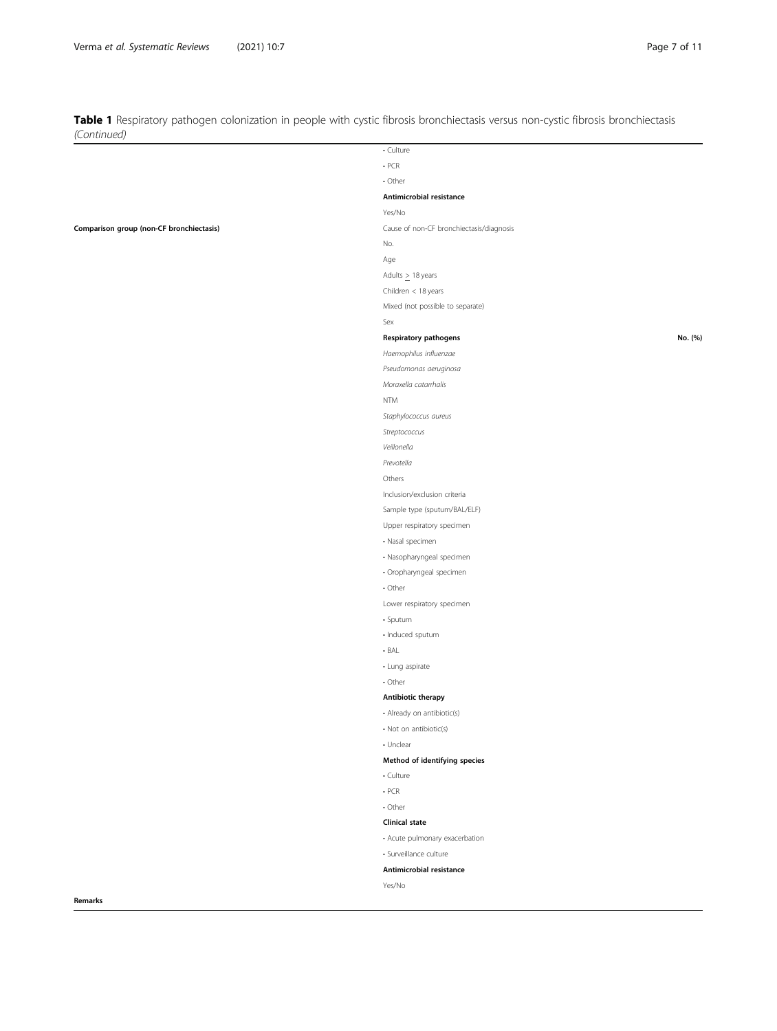**Table 1** Respiratory pathogen colonization in people with cystic fibrosis bronchiectasis versus non-cystic fibrosis bronchiectasis *(Continued)*

| | | |
|---|---|---|
| | • Culture | |
| | • PCR | |
| | • Other | |
| | **Antimicrobial resistance** | |
| | Yes/No | |
| **Comparison group (non-CF bronchiectasis)** | Cause of non-CF bronchiectasis/diagnosis | |
| | No. | |
| | Age | |
| | Adults ≥ 18 years | |
| | Children < 18 years | |
| | Mixed (not possible to separate) | |
| | Sex | |
| | **Respiratory pathogens** | **No. (%)** |
| | *Haemophilus influenzae* | |
| | *Pseudomonas aeruginosa* | |
| | *Moraxella catarrhalis* | |
| | NTM | |
| | *Staphylococcus aureus* | |
| | *Streptococcus* | |
| | *Veillonella* | |
| | *Prevotella* | |
| | Others | |
| | Inclusion/exclusion criteria | |
| | Sample type (sputum/BAL/ELF) | |
| | Upper respiratory specimen | |
| | • Nasal specimen | |
| | • Nasopharyngeal specimen | |
| | • Oropharyngeal specimen | |
| | • Other | |
| | Lower respiratory specimen | |
| | • Sputum | |
| | • Induced sputum | |
| | • BAL | |
| | • Lung aspirate | |
| | • Other | |
| | **Antibiotic therapy** | |
| | • Already on antibiotic(s) | |
| | • Not on antibiotic(s) | |
| | • Unclear | |
| | **Method of identifying species** | |
| | • Culture | |
| | • PCR | |
| | • Other | |
| | **Clinical state** | |
| | • Acute pulmonary exacerbation | |
| | • Surveillance culture | |
| | **Antimicrobial resistance** | |
| | Yes/No | |
| **Remarks** | | |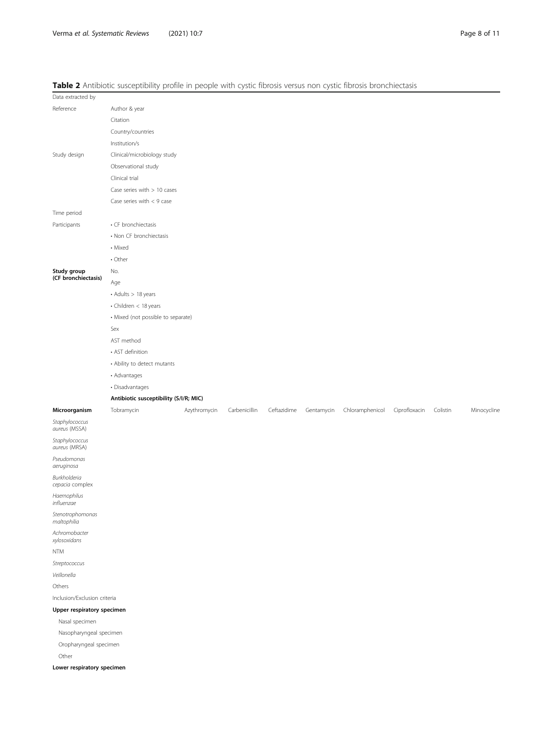**Table 2** Antibiotic susceptibility profile in people with cystic fibrosis versus non cystic fibrosis bronchiectasis

| Data extracted by | | | | | | | | | |
|---|---|---|---|---|---|---|---|---|---|
| Reference | Author & year | | | | | | | | |
| | Citation | | | | | | | | |
| | Country/countries | | | | | | | | |
| | Institution/s | | | | | | | | |
| Study design | Clinical/microbiology study | | | | | | | | |
| | Observational study | | | | | | | | |
| | Clinical trial | | | | | | | | |
| | Case series with > 10 cases | | | | | | | | |
| | Case series with < 9 case | | | | | | | | |
| Time period | | | | | | | | | |
| Participants | • CF bronchiectasis | | | | | | | | |
| | • Non CF bronchiectasis | | | | | | | | |
| | • Mixed | | | | | | | | |
| | • Other | | | | | | | | |
| **Study group (CF bronchiectasis)** | No. | | | | | | | | |
| | Age | | | | | | | | |
| | • Adults > 18 years | | | | | | | | |
| | • Children < 18 years | | | | | | | | |
| | • Mixed (not possible to separate) | | | | | | | | |
| | Sex | | | | | | | | |
| | AST method | | | | | | | | |
| | • AST definition | | | | | | | | |
| | • Ability to detect mutants | | | | | | | | |
| | • Advantages | | | | | | | | |
| | • Disadvantages | | | | | | | | |
| | **Antibiotic susceptibility (S/I/R; MIC)** | | | | | | | | |
| **Microorganism** | Tobramycin | Azythromycin | Carbenicillin | Ceftazidime | Gentamycin | Chloramphenicol | Ciprofloxacin | Colistin | Minocycline |
| *Staphylococcus aureus* (MSSA) | | | | | | | | | |
| *Staphylococcus aureus* (MRSA) | | | | | | | | | |
| *Pseudomonas aeruginosa* | | | | | | | | | |
| *Burkholderia cepacia* complex | | | | | | | | | |
| *Haemophilus influenzae* | | | | | | | | | |
| *Stenotrophomonas maltophilia* | | | | | | | | | |
| *Achromobacter xylosoxidans* | | | | | | | | | |
| NTM | | | | | | | | | |
| *Streptococcus* | | | | | | | | | |
| *Veillonella* | | | | | | | | | |
| Others | | | | | | | | | |
| Inclusion/Exclusion criteria | | | | | | | | | |
| **Upper respiratory specimen** | | | | | | | | | |
| Nasal specimen | | | | | | | | | |
| Nasopharyngeal specimen | | | | | | | | | |
| Oropharyngeal specimen | | | | | | | | | |
| Other | | | | | | | | | |
| **Lower respiratory specimen** | | | | | | | | | |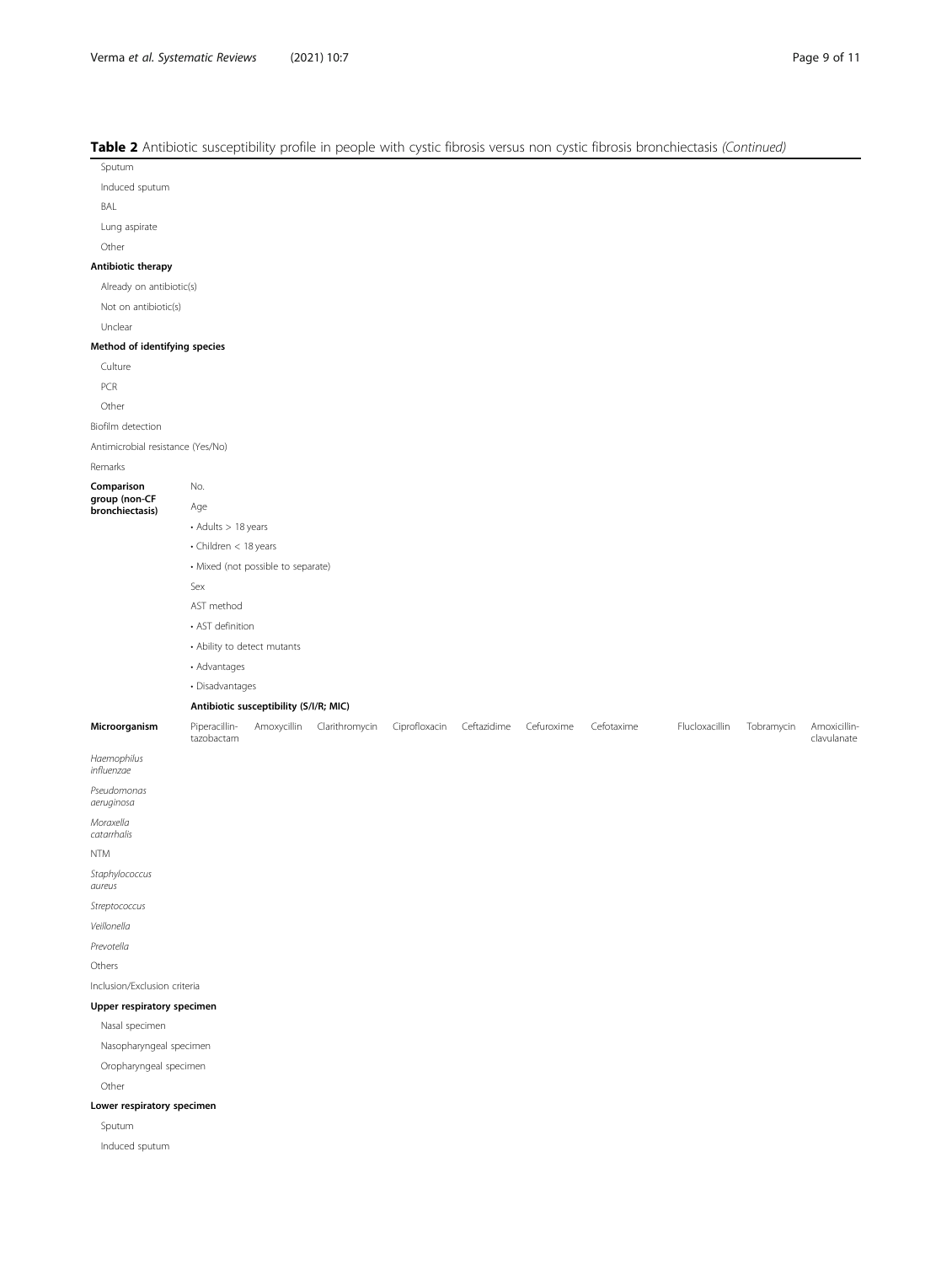**Table 2** Antibiotic susceptibility profile in people with cystic fibrosis versus non cystic fibrosis bronchiectasis *(Continued)*

| | | | | | | | | | | |
|---|---|---|---|---|---|---|---|---|---|---|
| Sputum | | | | | | | | | | |
| Induced sputum | | | | | | | | | | |
| BAL | | | | | | | | | | |
| Lung aspirate | | | | | | | | | | |
| Other | | | | | | | | | | |
| **Antibiotic therapy** | | | | | | | | | | |
| Already on antibiotic(s) | | | | | | | | | | |
| Not on antibiotic(s) | | | | | | | | | | |
| Unclear | | | | | | | | | | |
| **Method of identifying species** | | | | | | | | | | |
| Culture | | | | | | | | | | |
| PCR | | | | | | | | | | |
| Other | | | | | | | | | | |
| Biofilm detection | | | | | | | | | | |
| Antimicrobial resistance (Yes/No) | | | | | | | | | | |
| Remarks | | | | | | | | | | |
| **Comparison group (non-CF bronchiectasis)** | No. | | | | | | | | | |
| | Age | | | | | | | | | |
| | • Adults > 18 years | | | | | | | | | |
| | • Children < 18 years | | | | | | | | | |
| | • Mixed (not possible to separate) | | | | | | | | | |
| | Sex | | | | | | | | | |
| | AST method | | | | | | | | | |
| | • AST definition | | | | | | | | | |
| | • Ability to detect mutants | | | | | | | | | |
| | • Advantages | | | | | | | | | |
| | • Disadvantages | | | | | | | | | |
| | **Antibiotic susceptibility (S/I/R; MIC)** | | | | | | | | | |
| **Microorganism** | Piperacillin-tazobactam | Amoxycillin | Clarithromycin | Ciprofloxacin | Ceftazidime | Cefuroxime | Cefotaxime | Flucloxacillin | Tobramycin | Amoxicillin-clavulanate |
| *Haemophilus influenzae* | | | | | | | | | | |
| *Pseudomonas aeruginosa* | | | | | | | | | | |
| *Moraxella catarrhalis* | | | | | | | | | | |
| NTM | | | | | | | | | | |
| *Staphylococcus aureus* | | | | | | | | | | |
| *Streptococcus* | | | | | | | | | | |
| *Veillonella* | | | | | | | | | | |
| *Prevotella* | | | | | | | | | | |
| Others | | | | | | | | | | |
| Inclusion/Exclusion criteria | | | | | | | | | | |
| **Upper respiratory specimen** | | | | | | | | | | |
| Nasal specimen | | | | | | | | | | |
| Nasopharyngeal specimen | | | | | | | | | | |
| Oropharyngeal specimen | | | | | | | | | | |
| Other | | | | | | | | | | |
| **Lower respiratory specimen** | | | | | | | | | | |
| Sputum | | | | | | | | | | |
| Induced sputum | | | | | | | | | | |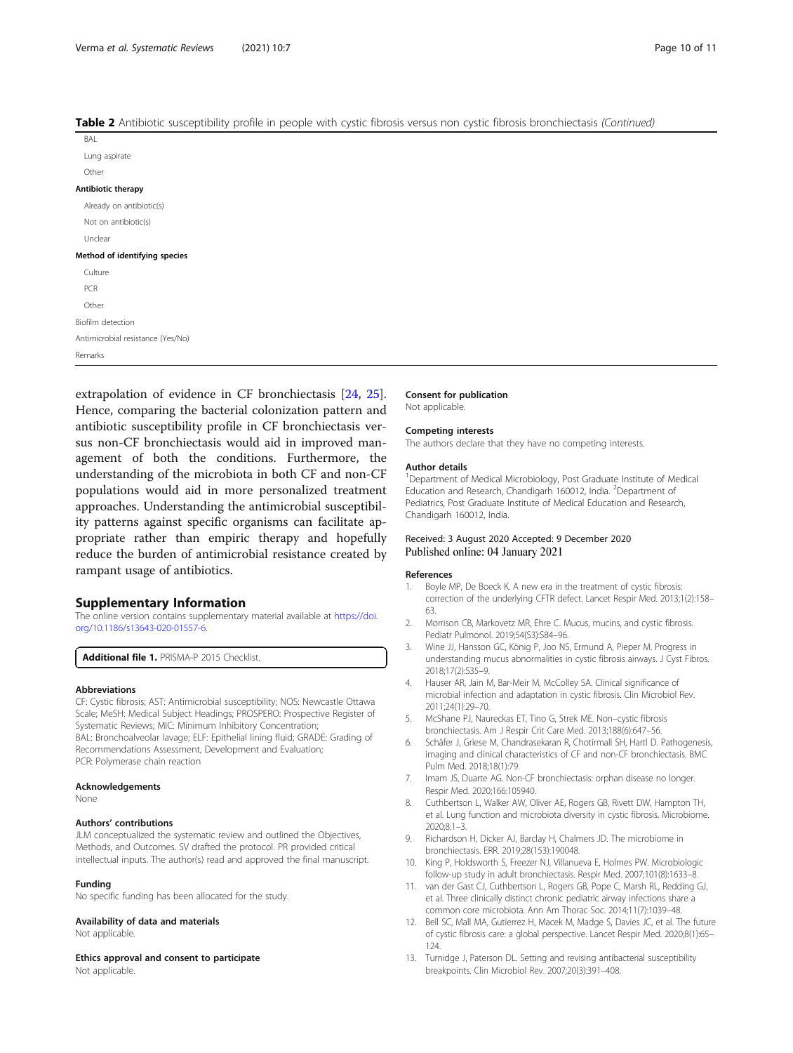**Table 2** Antibiotic susceptibility profile in people with cystic fibrosis versus non cystic fibrosis bronchiectasis *(Continued)*

|  |
|---|
| BAL |
| Lung aspirate |
| Other |
| **Antibiotic therapy** |
| Already on antibiotic(s) |
| Not on antibiotic(s) |
| Unclear |
| **Method of identifying species** |
| Culture |
| PCR |
| Other |
| Biofilm detection |
| Antimicrobial resistance (Yes/No) |
| Remarks |

extrapolation of evidence in CF bronchiectasis [24, 25]. Hence, comparing the bacterial colonization pattern and antibiotic susceptibility profile in CF bronchiectasis versus non-CF bronchiectasis would aid in improved management of both the conditions. Furthermore, the understanding of the microbiota in both CF and non-CF populations would aid in more personalized treatment approaches. Understanding the antimicrobial susceptibility patterns against specific organisms can facilitate appropriate rather than empiric therapy and hopefully reduce the burden of antimicrobial resistance created by rampant usage of antibiotics.

## Supplementary Information

The online version contains supplementary material available at https://doi.org/10.1186/s13643-020-01557-6.

**Additional file 1.** PRISMA-P 2015 Checklist.

### Abbreviations

CF: Cystic fibrosis; AST: Antimicrobial susceptibility; NOS: Newcastle Ottawa Scale; MeSH: Medical Subject Headings; PROSPERO: Prospective Register of Systematic Reviews; MIC: Minimum Inhibitory Concentration; BAL: Bronchoalveolar lavage; ELF: Epithelial lining fluid; GRADE: Grading of Recommendations Assessment, Development and Evaluation; PCR: Polymerase chain reaction

### Acknowledgements

None

### Authors' contributions

JLM conceptualized the systematic review and outlined the Objectives, Methods, and Outcomes. SV drafted the protocol. PR provided critical intellectual inputs. The author(s) read and approved the final manuscript.

### Funding

No specific funding has been allocated for the study.

### Availability of data and materials

Not applicable.

### Ethics approval and consent to participate

Not applicable.

### Consent for publication

Not applicable.

### Competing interests

The authors declare that they have no competing interests.

### Author details

[1]Department of Medical Microbiology, Post Graduate Institute of Medical Education and Research, Chandigarh 160012, India. [2]Department of Pediatrics, Post Graduate Institute of Medical Education and Research, Chandigarh 160012, India.

Received: 3 August 2020 Accepted: 9 December 2020
Published online: 04 January 2021

### References

1. Boyle MP, De Boeck K. A new era in the treatment of cystic fibrosis: correction of the underlying CFTR defect. Lancet Respir Med. 2013;1(2):158–63.
2. Morrison CB, Markovetz MR, Ehre C. Mucus, mucins, and cystic fibrosis. Pediatr Pulmonol. 2019;54(S3):S84–96.
3. Wine JJ, Hansson GC, König P, Joo NS, Ermund A, Pieper M. Progress in understanding mucus abnormalities in cystic fibrosis airways. J Cyst Fibros. 2018;17(2):S35–9.
4. Hauser AR, Jain M, Bar-Meir M, McColley SA. Clinical significance of microbial infection and adaptation in cystic fibrosis. Clin Microbiol Rev. 2011;24(1):29–70.
5. McShane PJ, Naureckas ET, Tino G, Strek ME. Non–cystic fibrosis bronchiectasis. Am J Respir Crit Care Med. 2013;188(6):647–56.
6. Schäfer J, Griese M, Chandrasekaran R, Chotirmall SH, Hartl D. Pathogenesis, imaging and clinical characteristics of CF and non-CF bronchiectasis. BMC Pulm Med. 2018;18(1):79.
7. Imam JS, Duarte AG. Non-CF bronchiectasis: orphan disease no longer. Respir Med. 2020;166:105940.
8. Cuthbertson L, Walker AW, Oliver AE, Rogers GB, Rivett DW, Hampton TH, et al. Lung function and microbiota diversity in cystic fibrosis. Microbiome. 2020;8:1–3.
9. Richardson H, Dicker AJ, Barclay H, Chalmers JD. The microbiome in bronchiectasis. ERR. 2019;28(153):190048.
10. King P, Holdsworth S, Freezer NJ, Villanueva E, Holmes PW. Microbiologic follow-up study in adult bronchiectasis. Respir Med. 2007;101(8):1633–8.
11. van der Gast CJ, Cuthbertson L, Rogers GB, Pope C, Marsh RL, Redding GJ, et al. Three clinically distinct chronic pediatric airway infections share a common core microbiota. Ann Am Thorac Soc. 2014;11(7):1039–48.
12. Bell SC, Mall MA, Gutierrez H, Macek M, Madge S, Davies JC, et al. The future of cystic fibrosis care: a global perspective. Lancet Respir Med. 2020;8(1):65–124.
13. Turnidge J, Paterson DL. Setting and revising antibacterial susceptibility breakpoints. Clin Microbiol Rev. 2007;20(3):391–408.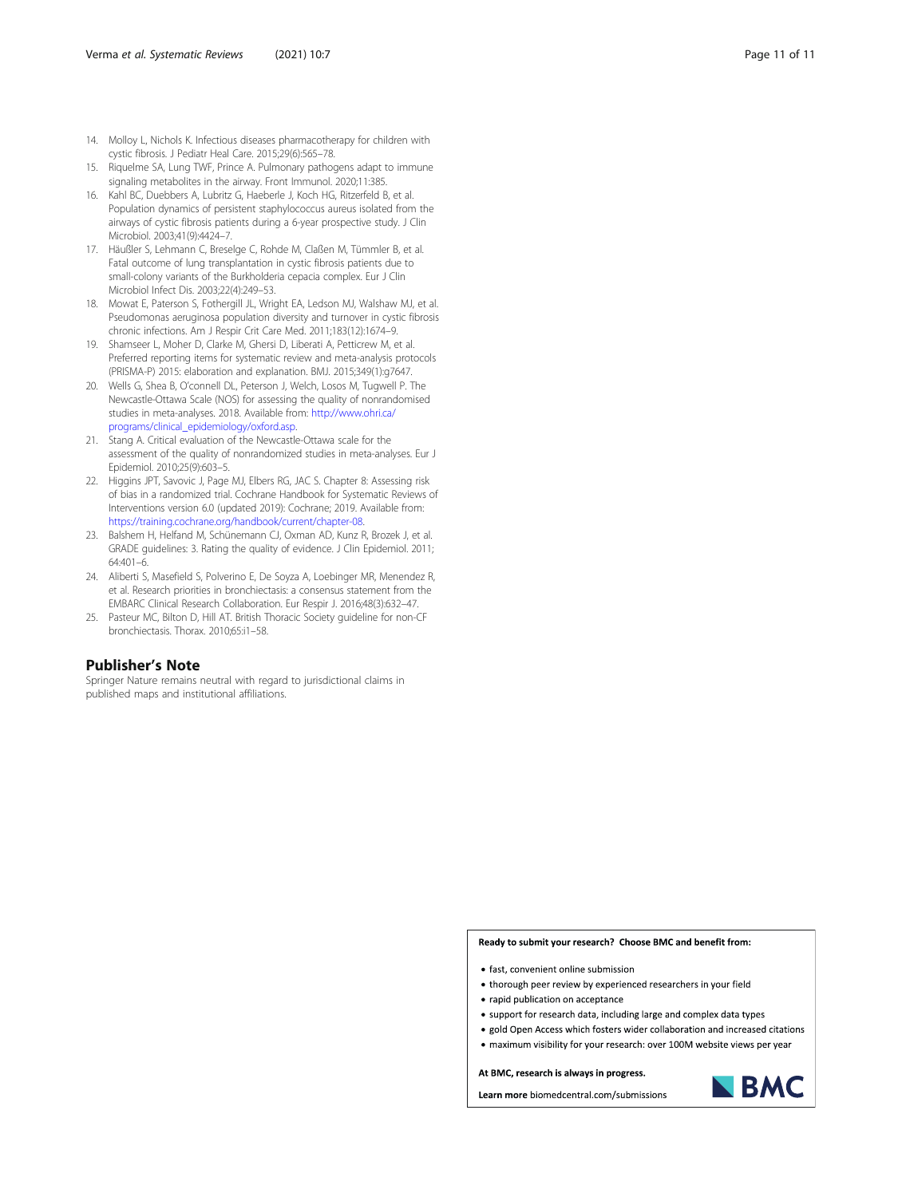14. Molloy L, Nichols K. Infectious diseases pharmacotherapy for children with cystic fibrosis. J Pediatr Heal Care. 2015;29(6):565–78.
15. Riquelme SA, Lung TWF, Prince A. Pulmonary pathogens adapt to immune signaling metabolites in the airway. Front Immunol. 2020;11:385.
16. Kahl BC, Duebbers A, Lubritz G, Haeberle J, Koch HG, Ritzerfeld B, et al. Population dynamics of persistent staphylococcus aureus isolated from the airways of cystic fibrosis patients during a 6-year prospective study. J Clin Microbiol. 2003;41(9):4424–7.
17. Häußler S, Lehmann C, Breselge C, Rohde M, Claßen M, Tümmler B, et al. Fatal outcome of lung transplantation in cystic fibrosis patients due to small-colony variants of the Burkholderia cepacia complex. Eur J Clin Microbiol Infect Dis. 2003;22(4):249–53.
18. Mowat E, Paterson S, Fothergill JL, Wright EA, Ledson MJ, Walshaw MJ, et al. Pseudomonas aeruginosa population diversity and turnover in cystic fibrosis chronic infections. Am J Respir Crit Care Med. 2011;183(12):1674–9.
19. Shamseer L, Moher D, Clarke M, Ghersi D, Liberati A, Petticrew M, et al. Preferred reporting items for systematic review and meta-analysis protocols (PRISMA-P) 2015: elaboration and explanation. BMJ. 2015;349(1):g7647.
20. Wells G, Shea B, O'connell DL, Peterson J, Welch, Losos M, Tugwell P. The Newcastle-Ottawa Scale (NOS) for assessing the quality of nonrandomised studies in meta-analyses. 2018. Available from: http://www.ohri.ca/programs/clinical_epidemiology/oxford.asp.
21. Stang A. Critical evaluation of the Newcastle-Ottawa scale for the assessment of the quality of nonrandomized studies in meta-analyses. Eur J Epidemiol. 2010;25(9):603–5.
22. Higgins JPT, Savovic J, Page MJ, Elbers RG, JAC S. Chapter 8: Assessing risk of bias in a randomized trial. Cochrane Handbook for Systematic Reviews of Interventions version 6.0 (updated 2019): Cochrane; 2019. Available from: https://training.cochrane.org/handbook/current/chapter-08.
23. Balshem H, Helfand M, Schünemann CJ, Oxman AD, Kunz R, Brozek J, et al. GRADE guidelines: 3. Rating the quality of evidence. J Clin Epidemiol. 2011;64:401–6.
24. Aliberti S, Masefield S, Polverino E, De Soyza A, Loebinger MR, Menendez R, et al. Research priorities in bronchiectasis: a consensus statement from the EMBARC Clinical Research Collaboration. Eur Respir J. 2016;48(3):632–47.
25. Pasteur MC, Bilton D, Hill AT. British Thoracic Society guideline for non-CF bronchiectasis. Thorax. 2010;65:i1–58.

## Publisher's Note

Springer Nature remains neutral with regard to jurisdictional claims in published maps and institutional affiliations.

**Ready to submit your research? Choose BMC and benefit from:**

- fast, convenient online submission
- thorough peer review by experienced researchers in your field
- rapid publication on acceptance
- support for research data, including large and complex data types
- gold Open Access which fosters wider collaboration and increased citations
- maximum visibility for your research: over 100M website views per year

**At BMC, research is always in progress.**

**Learn more** biomedcentral.com/submissions

BMC